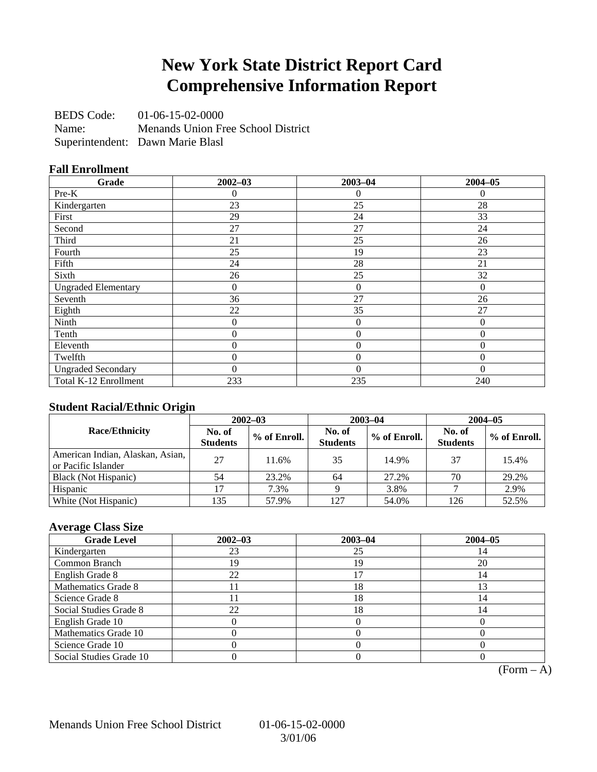# New York State District Report Card
# Comprehensive Information Report

BEDS Code: 01-06-15-02-0000
Name: Menands Union Free School District
Superintendent: Dawn Marie Blasl

### Fall Enrollment

| Grade | 2002–03 | 2003–04 | 2004–05 |
|---|---|---|---|
| Pre-K | 0 | 0 | 0 |
| Kindergarten | 23 | 25 | 28 |
| First | 29 | 24 | 33 |
| Second | 27 | 27 | 24 |
| Third | 21 | 25 | 26 |
| Fourth | 25 | 19 | 23 |
| Fifth | 24 | 28 | 21 |
| Sixth | 26 | 25 | 32 |
| Ungraded Elementary | 0 | 0 | 0 |
| Seventh | 36 | 27 | 26 |
| Eighth | 22 | 35 | 27 |
| Ninth | 0 | 0 | 0 |
| Tenth | 0 | 0 | 0 |
| Eleventh | 0 | 0 | 0 |
| Twelfth | 0 | 0 | 0 |
| Ungraded Secondary | 0 | 0 | 0 |
| Total K-12 Enrollment | 233 | 235 | 240 |

### Student Racial/Ethnic Origin

| Race/Ethnicity | 2002–03 | | 2003–04 | | 2004–05 | |
|---|---|---|---|---|---|---|
| | No. of Students | % of Enroll. | No. of Students | % of Enroll. | No. of Students | % of Enroll. |
| American Indian, Alaskan, Asian, or Pacific Islander | 27 | 11.6% | 35 | 14.9% | 37 | 15.4% |
| Black (Not Hispanic) | 54 | 23.2% | 64 | 27.2% | 70 | 29.2% |
| Hispanic | 17 | 7.3% | 9 | 3.8% | 7 | 2.9% |
| White (Not Hispanic) | 135 | 57.9% | 127 | 54.0% | 126 | 52.5% |

### Average Class Size

| Grade Level | 2002–03 | 2003–04 | 2004–05 |
|---|---|---|---|
| Kindergarten | 23 | 25 | 14 |
| Common Branch | 19 | 19 | 20 |
| English Grade 8 | 22 | 17 | 14 |
| Mathematics Grade 8 | 11 | 18 | 13 |
| Science Grade 8 | 11 | 18 | 14 |
| Social Studies Grade 8 | 22 | 18 | 14 |
| English Grade 10 | 0 | 0 | 0 |
| Mathematics Grade 10 | 0 | 0 | 0 |
| Science Grade 10 | 0 | 0 | 0 |
| Social Studies Grade 10 | 0 | 0 | 0 |

(Form – A)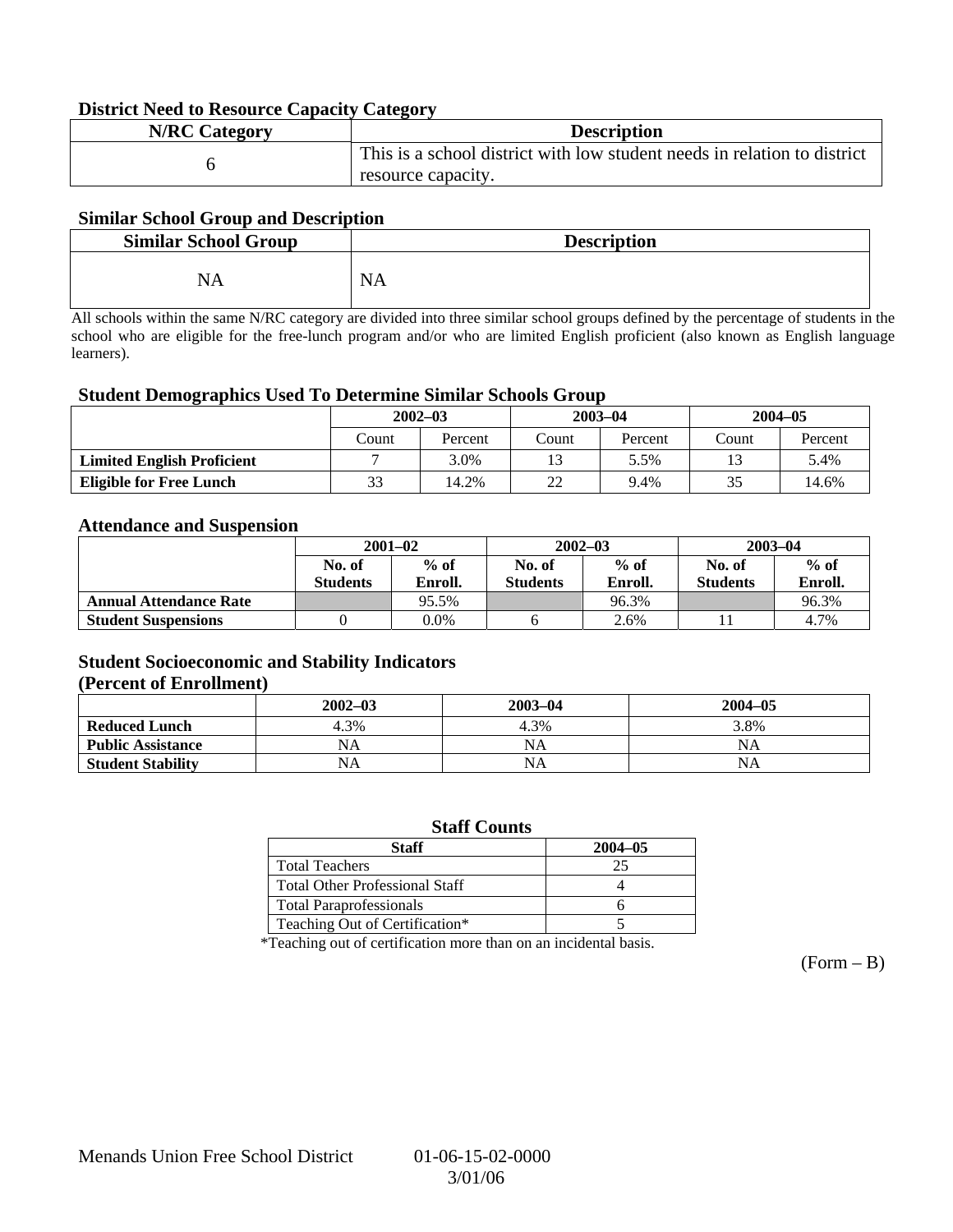### District Need to Resource Capacity Category

| N/RC Category | Description |
|---|---|
| 6 | This is a school district with low student needs in relation to district resource capacity. |

### Similar School Group and Description

| Similar School Group | Description |
|---|---|
| NA | NA |

All schools within the same N/RC category are divided into three similar school groups defined by the percentage of students in the school who are eligible for the free-lunch program and/or who are limited English proficient (also known as English language learners).

### Student Demographics Used To Determine Similar Schools Group

| | 2002–03 | | 2003–04 | | 2004–05 | |
|---|---|---|---|---|---|---|
| | Count | Percent | Count | Percent | Count | Percent |
| **Limited English Proficient** | 7 | 3.0% | 13 | 5.5% | 13 | 5.4% |
| **Eligible for Free Lunch** | 33 | 14.2% | 22 | 9.4% | 35 | 14.6% |

### Attendance and Suspension

| | 2001–02 | | 2002–03 | | 2003–04 | |
|---|---|---|---|---|---|---|
| | No. of Students | % of Enroll. | No. of Students | % of Enroll. | No. of Students | % of Enroll. |
| **Annual Attendance Rate** | | 95.5% | | 96.3% | | 96.3% |
| **Student Suspensions** | 0 | 0.0% | 6 | 2.6% | 11 | 4.7% |

### Student Socioeconomic and Stability Indicators (Percent of Enrollment)

| | 2002–03 | 2003–04 | 2004–05 |
|---|---|---|---|
| **Reduced Lunch** | 4.3% | 4.3% | 3.8% |
| **Public Assistance** | NA | NA | NA |
| **Student Stability** | NA | NA | NA |

### Staff Counts

| Staff | 2004–05 |
|---|---|
| Total Teachers | 25 |
| Total Other Professional Staff | 4 |
| Total Paraprofessionals | 6 |
| Teaching Out of Certification* | 5 |

*Teaching out of certification more than on an incidental basis.

(Form – B)

Menands Union Free School District 01-06-15-02-0000
3/01/06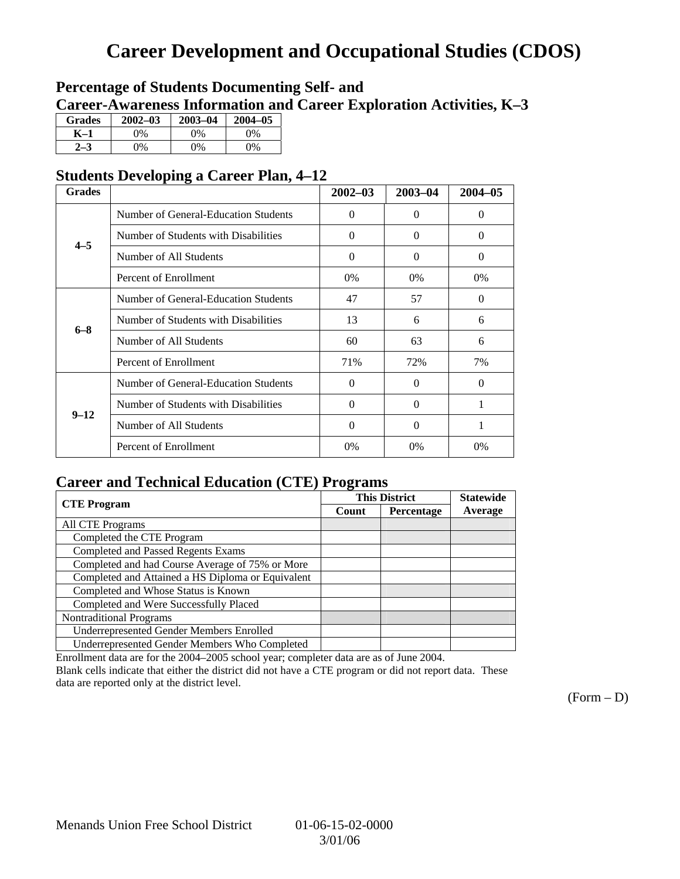# Career Development and Occupational Studies (CDOS)

## Percentage of Students Documenting Self- and Career-Awareness Information and Career Exploration Activities, K–3

| Grades | 2002–03 | 2003–04 | 2004–05 |
|---|---|---|---|
| K–1 | 0% | 0% | 0% |
| 2–3 | 0% | 0% | 0% |

## Students Developing a Career Plan, 4–12

| Grades | | 2002–03 | 2003–04 | 2004–05 |
|---|---|---|---|---|
| 4–5 | Number of General-Education Students | 0 | 0 | 0 |
| | Number of Students with Disabilities | 0 | 0 | 0 |
| | Number of All Students | 0 | 0 | 0 |
| | Percent of Enrollment | 0% | 0% | 0% |
| 6–8 | Number of General-Education Students | 47 | 57 | 0 |
| | Number of Students with Disabilities | 13 | 6 | 6 |
| | Number of All Students | 60 | 63 | 6 |
| | Percent of Enrollment | 71% | 72% | 7% |
| 9–12 | Number of General-Education Students | 0 | 0 | 0 |
| | Number of Students with Disabilities | 0 | 0 | 1 |
| | Number of All Students | 0 | 0 | 1 |
| | Percent of Enrollment | 0% | 0% | 0% |

## Career and Technical Education (CTE) Programs

| CTE Program | This District | | Statewide Average |
|---|---|---|---|
| | Count | Percentage | |
| All CTE Programs | | | |
| Completed the CTE Program | | | |
| Completed and Passed Regents Exams | | | |
| Completed and had Course Average of 75% or More | | | |
| Completed and Attained a HS Diploma or Equivalent | | | |
| Completed and Whose Status is Known | | | |
| Completed and Were Successfully Placed | | | |
| Nontraditional Programs | | | |
| Underrepresented Gender Members Enrolled | | | |
| Underrepresented Gender Members Who Completed | | | |

Enrollment data are for the 2004–2005 school year; completer data are as of June 2004.

Blank cells indicate that either the district did not have a CTE program or did not report data. These data are reported only at the district level.

(Form – D)

Menands Union Free School District 01-06-15-02-0000

3/01/06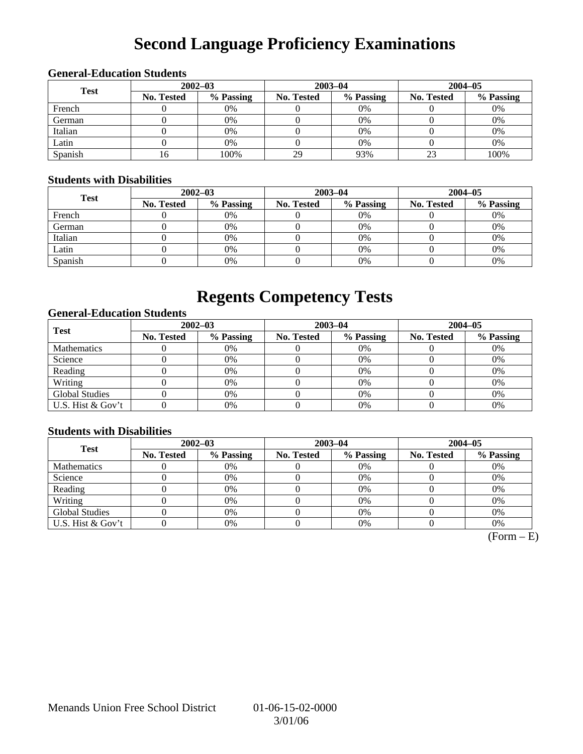# Second Language Proficiency Examinations

### General-Education Students

| Test | 2002–03 | | 2003–04 | | 2004–05 | |
|---|---|---|---|---|---|---|
| | No. Tested | % Passing | No. Tested | % Passing | No. Tested | % Passing |
| French | 0 | 0% | 0 | 0% | 0 | 0% |
| German | 0 | 0% | 0 | 0% | 0 | 0% |
| Italian | 0 | 0% | 0 | 0% | 0 | 0% |
| Latin | 0 | 0% | 0 | 0% | 0 | 0% |
| Spanish | 16 | 100% | 29 | 93% | 23 | 100% |

### Students with Disabilities

| Test | 2002–03 | | 2003–04 | | 2004–05 | |
|---|---|---|---|---|---|---|
| | No. Tested | % Passing | No. Tested | % Passing | No. Tested | % Passing |
| French | 0 | 0% | 0 | 0% | 0 | 0% |
| German | 0 | 0% | 0 | 0% | 0 | 0% |
| Italian | 0 | 0% | 0 | 0% | 0 | 0% |
| Latin | 0 | 0% | 0 | 0% | 0 | 0% |
| Spanish | 0 | 0% | 0 | 0% | 0 | 0% |

# Regents Competency Tests

### General-Education Students

| Test | 2002–03 | | 2003–04 | | 2004–05 | |
|---|---|---|---|---|---|---|
| | No. Tested | % Passing | No. Tested | % Passing | No. Tested | % Passing |
| Mathematics | 0 | 0% | 0 | 0% | 0 | 0% |
| Science | 0 | 0% | 0 | 0% | 0 | 0% |
| Reading | 0 | 0% | 0 | 0% | 0 | 0% |
| Writing | 0 | 0% | 0 | 0% | 0 | 0% |
| Global Studies | 0 | 0% | 0 | 0% | 0 | 0% |
| U.S. Hist & Gov't | 0 | 0% | 0 | 0% | 0 | 0% |

### Students with Disabilities

| Test | 2002–03 | | 2003–04 | | 2004–05 | |
|---|---|---|---|---|---|---|
| | No. Tested | % Passing | No. Tested | % Passing | No. Tested | % Passing |
| Mathematics | 0 | 0% | 0 | 0% | 0 | 0% |
| Science | 0 | 0% | 0 | 0% | 0 | 0% |
| Reading | 0 | 0% | 0 | 0% | 0 | 0% |
| Writing | 0 | 0% | 0 | 0% | 0 | 0% |
| Global Studies | 0 | 0% | 0 | 0% | 0 | 0% |
| U.S. Hist & Gov't | 0 | 0% | 0 | 0% | 0 | 0% |

(Form – E)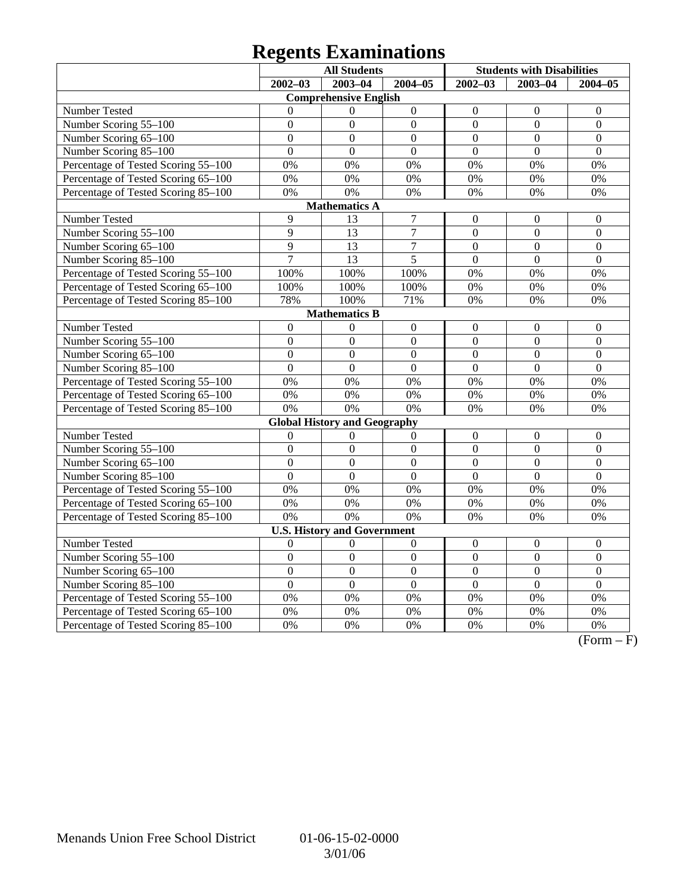# Regents Examinations

| | All Students | | | Students with Disabilities | | |
|---|---|---|---|---|---|---|
| | 2002–03 | 2003–04 | 2004–05 | 2002–03 | 2003–04 | 2004–05 |
| **Comprehensive English** | | | | | | |
| Number Tested | 0 | 0 | 0 | 0 | 0 | 0 |
| Number Scoring 55–100 | 0 | 0 | 0 | 0 | 0 | 0 |
| Number Scoring 65–100 | 0 | 0 | 0 | 0 | 0 | 0 |
| Number Scoring 85–100 | 0 | 0 | 0 | 0 | 0 | 0 |
| Percentage of Tested Scoring 55–100 | 0% | 0% | 0% | 0% | 0% | 0% |
| Percentage of Tested Scoring 65–100 | 0% | 0% | 0% | 0% | 0% | 0% |
| Percentage of Tested Scoring 85–100 | 0% | 0% | 0% | 0% | 0% | 0% |
| **Mathematics A** | | | | | | |
| Number Tested | 9 | 13 | 7 | 0 | 0 | 0 |
| Number Scoring 55–100 | 9 | 13 | 7 | 0 | 0 | 0 |
| Number Scoring 65–100 | 9 | 13 | 7 | 0 | 0 | 0 |
| Number Scoring 85–100 | 7 | 13 | 5 | 0 | 0 | 0 |
| Percentage of Tested Scoring 55–100 | 100% | 100% | 100% | 0% | 0% | 0% |
| Percentage of Tested Scoring 65–100 | 100% | 100% | 100% | 0% | 0% | 0% |
| Percentage of Tested Scoring 85–100 | 78% | 100% | 71% | 0% | 0% | 0% |
| **Mathematics B** | | | | | | |
| Number Tested | 0 | 0 | 0 | 0 | 0 | 0 |
| Number Scoring 55–100 | 0 | 0 | 0 | 0 | 0 | 0 |
| Number Scoring 65–100 | 0 | 0 | 0 | 0 | 0 | 0 |
| Number Scoring 85–100 | 0 | 0 | 0 | 0 | 0 | 0 |
| Percentage of Tested Scoring 55–100 | 0% | 0% | 0% | 0% | 0% | 0% |
| Percentage of Tested Scoring 65–100 | 0% | 0% | 0% | 0% | 0% | 0% |
| Percentage of Tested Scoring 85–100 | 0% | 0% | 0% | 0% | 0% | 0% |
| **Global History and Geography** | | | | | | |
| Number Tested | 0 | 0 | 0 | 0 | 0 | 0 |
| Number Scoring 55–100 | 0 | 0 | 0 | 0 | 0 | 0 |
| Number Scoring 65–100 | 0 | 0 | 0 | 0 | 0 | 0 |
| Number Scoring 85–100 | 0 | 0 | 0 | 0 | 0 | 0 |
| Percentage of Tested Scoring 55–100 | 0% | 0% | 0% | 0% | 0% | 0% |
| Percentage of Tested Scoring 65–100 | 0% | 0% | 0% | 0% | 0% | 0% |
| Percentage of Tested Scoring 85–100 | 0% | 0% | 0% | 0% | 0% | 0% |
| **U.S. History and Government** | | | | | | |
| Number Tested | 0 | 0 | 0 | 0 | 0 | 0 |
| Number Scoring 55–100 | 0 | 0 | 0 | 0 | 0 | 0 |
| Number Scoring 65–100 | 0 | 0 | 0 | 0 | 0 | 0 |
| Number Scoring 85–100 | 0 | 0 | 0 | 0 | 0 | 0 |
| Percentage of Tested Scoring 55–100 | 0% | 0% | 0% | 0% | 0% | 0% |
| Percentage of Tested Scoring 65–100 | 0% | 0% | 0% | 0% | 0% | 0% |
| Percentage of Tested Scoring 85–100 | 0% | 0% | 0% | 0% | 0% | 0% |

(Form – F)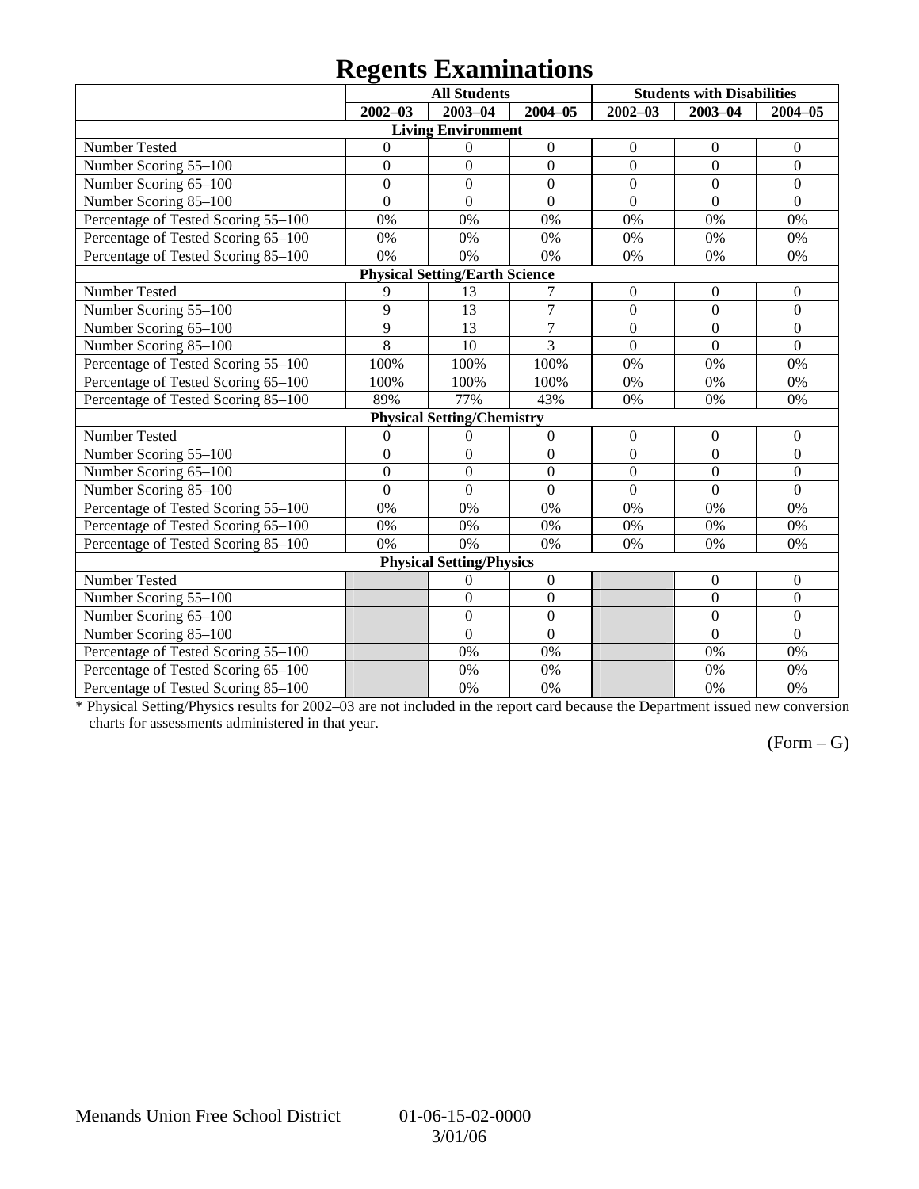# Regents Examinations

| | All Students | | | Students with Disabilities | | |
|---|---|---|---|---|---|---|
| | 2002–03 | 2003–04 | 2004–05 | 2002–03 | 2003–04 | 2004–05 |
| **Living Environment** | | | | | | |
| Number Tested | 0 | 0 | 0 | 0 | 0 | 0 |
| Number Scoring 55–100 | 0 | 0 | 0 | 0 | 0 | 0 |
| Number Scoring 65–100 | 0 | 0 | 0 | 0 | 0 | 0 |
| Number Scoring 85–100 | 0 | 0 | 0 | 0 | 0 | 0 |
| Percentage of Tested Scoring 55–100 | 0% | 0% | 0% | 0% | 0% | 0% |
| Percentage of Tested Scoring 65–100 | 0% | 0% | 0% | 0% | 0% | 0% |
| Percentage of Tested Scoring 85–100 | 0% | 0% | 0% | 0% | 0% | 0% |
| **Physical Setting/Earth Science** | | | | | | |
| Number Tested | 9 | 13 | 7 | 0 | 0 | 0 |
| Number Scoring 55–100 | 9 | 13 | 7 | 0 | 0 | 0 |
| Number Scoring 65–100 | 9 | 13 | 7 | 0 | 0 | 0 |
| Number Scoring 85–100 | 8 | 10 | 3 | 0 | 0 | 0 |
| Percentage of Tested Scoring 55–100 | 100% | 100% | 100% | 0% | 0% | 0% |
| Percentage of Tested Scoring 65–100 | 100% | 100% | 100% | 0% | 0% | 0% |
| Percentage of Tested Scoring 85–100 | 89% | 77% | 43% | 0% | 0% | 0% |
| **Physical Setting/Chemistry** | | | | | | |
| Number Tested | 0 | 0 | 0 | 0 | 0 | 0 |
| Number Scoring 55–100 | 0 | 0 | 0 | 0 | 0 | 0 |
| Number Scoring 65–100 | 0 | 0 | 0 | 0 | 0 | 0 |
| Number Scoring 85–100 | 0 | 0 | 0 | 0 | 0 | 0 |
| Percentage of Tested Scoring 55–100 | 0% | 0% | 0% | 0% | 0% | 0% |
| Percentage of Tested Scoring 65–100 | 0% | 0% | 0% | 0% | 0% | 0% |
| Percentage of Tested Scoring 85–100 | 0% | 0% | 0% | 0% | 0% | 0% |
| **Physical Setting/Physics** | | | | | | |
| Number Tested | | 0 | 0 | | 0 | 0 |
| Number Scoring 55–100 | | 0 | 0 | | 0 | 0 |
| Number Scoring 65–100 | | 0 | 0 | | 0 | 0 |
| Number Scoring 85–100 | | 0 | 0 | | 0 | 0 |
| Percentage of Tested Scoring 55–100 | | 0% | 0% | | 0% | 0% |
| Percentage of Tested Scoring 65–100 | | 0% | 0% | | 0% | 0% |
| Percentage of Tested Scoring 85–100 | | 0% | 0% | | 0% | 0% |

* Physical Setting/Physics results for 2002–03 are not included in the report card because the Department issued new conversion charts for assessments administered in that year.

(Form – G)

Menands Union Free School District 01-06-15-02-0000 3/01/06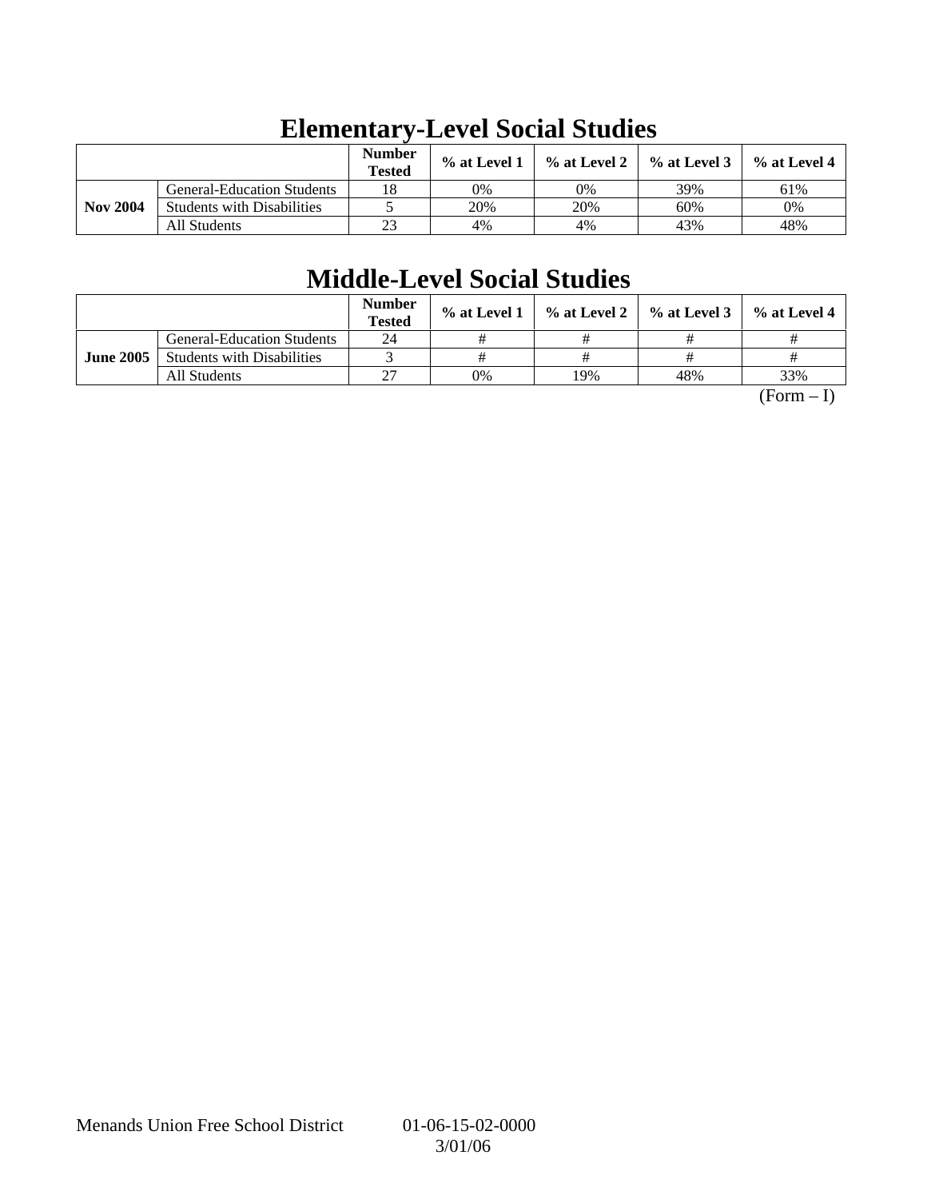## Elementary-Level Social Studies

| | | Number Tested | % at Level 1 | % at Level 2 | % at Level 3 | % at Level 4 |
|---|---|---|---|---|---|---|
| Nov 2004 | General-Education Students | 18 | 0% | 0% | 39% | 61% |
| | Students with Disabilities | 5 | 20% | 20% | 60% | 0% |
| | All Students | 23 | 4% | 4% | 43% | 48% |

## Middle-Level Social Studies

| | | Number Tested | % at Level 1 | % at Level 2 | % at Level 3 | % at Level 4 |
|---|---|---|---|---|---|---|
| June 2005 | General-Education Students | 24 | # | # | # | # |
| | Students with Disabilities | 3 | # | # | # | # |
| | All Students | 27 | 0% | 19% | 48% | 33% |

(Form – I)

Menands Union Free School District 01-06-15-02-0000
3/01/06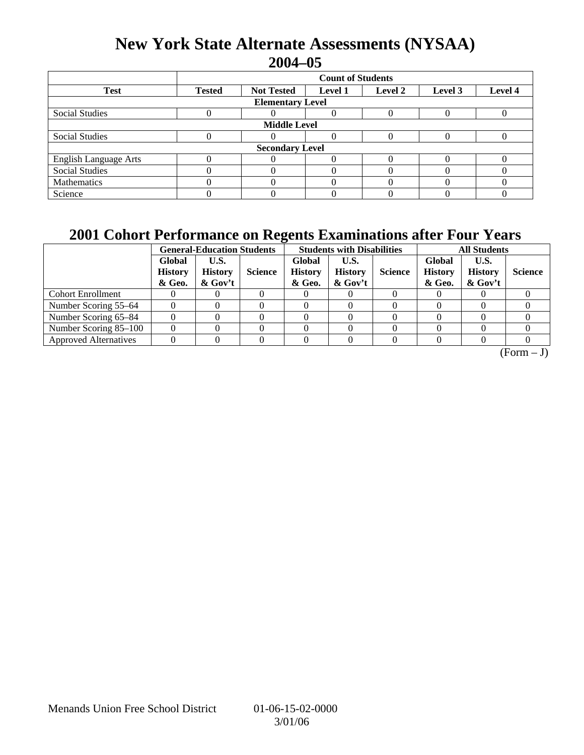# New York State Alternate Assessments (NYSAA)
## 2004–05

| | Count of Students | | | | | |
|---|---|---|---|---|---|---|
| **Test** | **Tested** | **Not Tested** | **Level 1** | **Level 2** | **Level 3** | **Level 4** |
| **Elementary Level** | | | | | | |
| Social Studies | 0 | 0 | 0 | 0 | 0 | 0 |
| **Middle Level** | | | | | | |
| Social Studies | 0 | 0 | 0 | 0 | 0 | 0 |
| **Secondary Level** | | | | | | |
| English Language Arts | 0 | 0 | 0 | 0 | 0 | 0 |
| Social Studies | 0 | 0 | 0 | 0 | 0 | 0 |
| Mathematics | 0 | 0 | 0 | 0 | 0 | 0 |
| Science | 0 | 0 | 0 | 0 | 0 | 0 |

## 2001 Cohort Performance on Regents Examinations after Four Years

| | General-Education Students | | | Students with Disabilities | | | All Students | | |
|---|---|---|---|---|---|---|---|---|---|
| | **Global History & Geo.** | **U.S. History & Gov't** | **Science** | **Global History & Geo.** | **U.S. History & Gov't** | **Science** | **Global History & Geo.** | **U.S. History & Gov't** | **Science** |
| Cohort Enrollment | 0 | 0 | 0 | 0 | 0 | 0 | 0 | 0 | 0 |
| Number Scoring 55–64 | 0 | 0 | 0 | 0 | 0 | 0 | 0 | 0 | 0 |
| Number Scoring 65–84 | 0 | 0 | 0 | 0 | 0 | 0 | 0 | 0 | 0 |
| Number Scoring 85–100 | 0 | 0 | 0 | 0 | 0 | 0 | 0 | 0 | 0 |
| Approved Alternatives | 0 | 0 | 0 | 0 | 0 | 0 | 0 | 0 | 0 |

(Form – J)

Menands Union Free School District 01-06-15-02-0000
3/01/06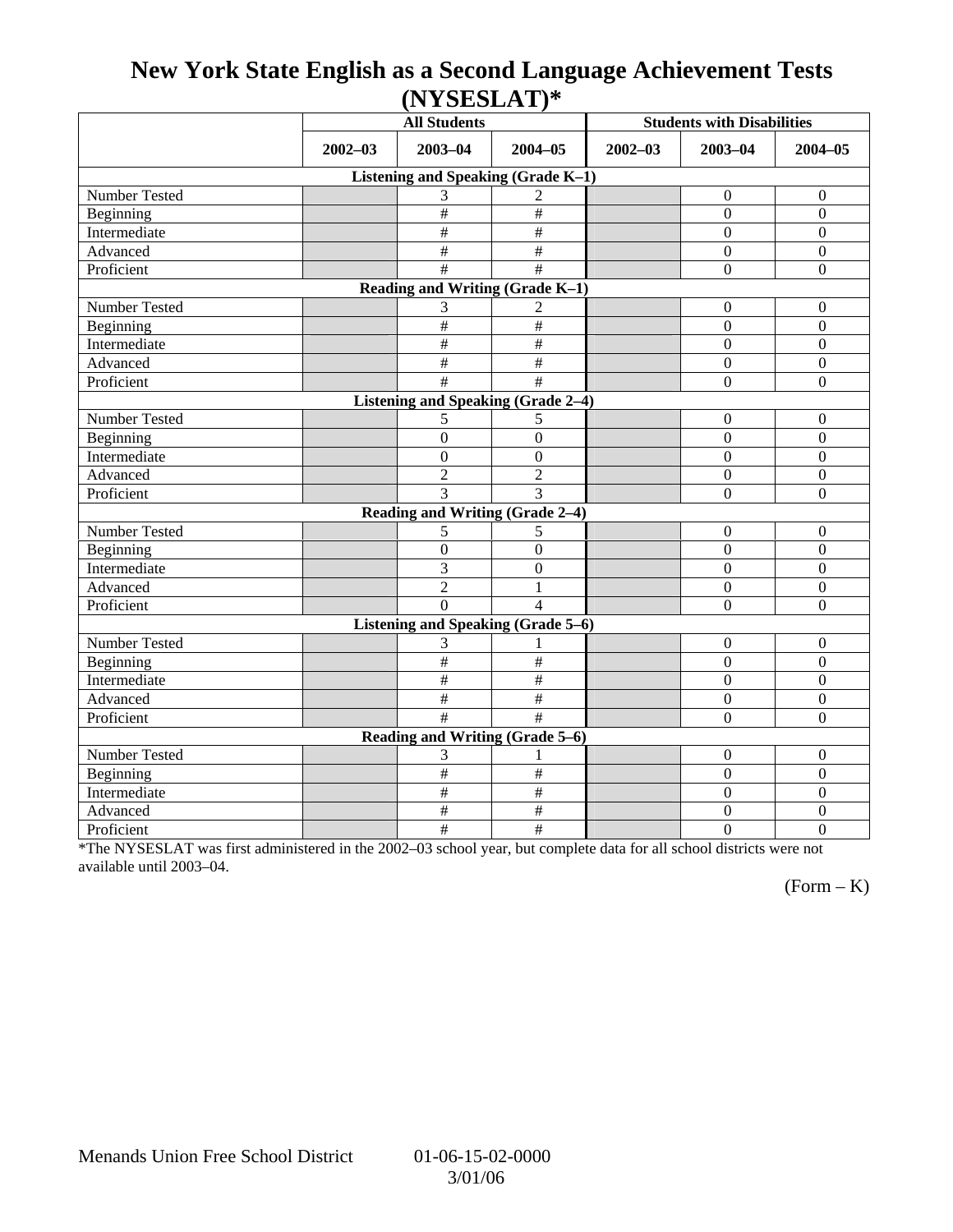# New York State English as a Second Language Achievement Tests (NYSESLAT)*

| | All Students | | | Students with Disabilities | | |
|---|---|---|---|---|---|---|
| | 2002–03 | 2003–04 | 2004–05 | 2002–03 | 2003–04 | 2004–05 |
| **Listening and Speaking (Grade K–1)** | | | | | | |
| Number Tested | | 3 | 2 | | 0 | 0 |
| Beginning | | # | # | | 0 | 0 |
| Intermediate | | # | # | | 0 | 0 |
| Advanced | | # | # | | 0 | 0 |
| Proficient | | # | # | | 0 | 0 |
| **Reading and Writing (Grade K–1)** | | | | | | |
| Number Tested | | 3 | 2 | | 0 | 0 |
| Beginning | | # | # | | 0 | 0 |
| Intermediate | | # | # | | 0 | 0 |
| Advanced | | # | # | | 0 | 0 |
| Proficient | | # | # | | 0 | 0 |
| **Listening and Speaking (Grade 2–4)** | | | | | | |
| Number Tested | | 5 | 5 | | 0 | 0 |
| Beginning | | 0 | 0 | | 0 | 0 |
| Intermediate | | 0 | 0 | | 0 | 0 |
| Advanced | | 2 | 2 | | 0 | 0 |
| Proficient | | 3 | 3 | | 0 | 0 |
| **Reading and Writing (Grade 2–4)** | | | | | | |
| Number Tested | | 5 | 5 | | 0 | 0 |
| Beginning | | 0 | 0 | | 0 | 0 |
| Intermediate | | 3 | 0 | | 0 | 0 |
| Advanced | | 2 | 1 | | 0 | 0 |
| Proficient | | 0 | 4 | | 0 | 0 |
| **Listening and Speaking (Grade 5–6)** | | | | | | |
| Number Tested | | 3 | 1 | | 0 | 0 |
| Beginning | | # | # | | 0 | 0 |
| Intermediate | | # | # | | 0 | 0 |
| Advanced | | # | # | | 0 | 0 |
| Proficient | | # | # | | 0 | 0 |
| **Reading and Writing (Grade 5–6)** | | | | | | |
| Number Tested | | 3 | 1 | | 0 | 0 |
| Beginning | | # | # | | 0 | 0 |
| Intermediate | | # | # | | 0 | 0 |
| Advanced | | # | # | | 0 | 0 |
| Proficient | | # | # | | 0 | 0 |

*The NYSESLAT was first administered in the 2002–03 school year, but complete data for all school districts were not available until 2003–04.

(Form – K)

Menands Union Free School District 01-06-15-02-0000 3/01/06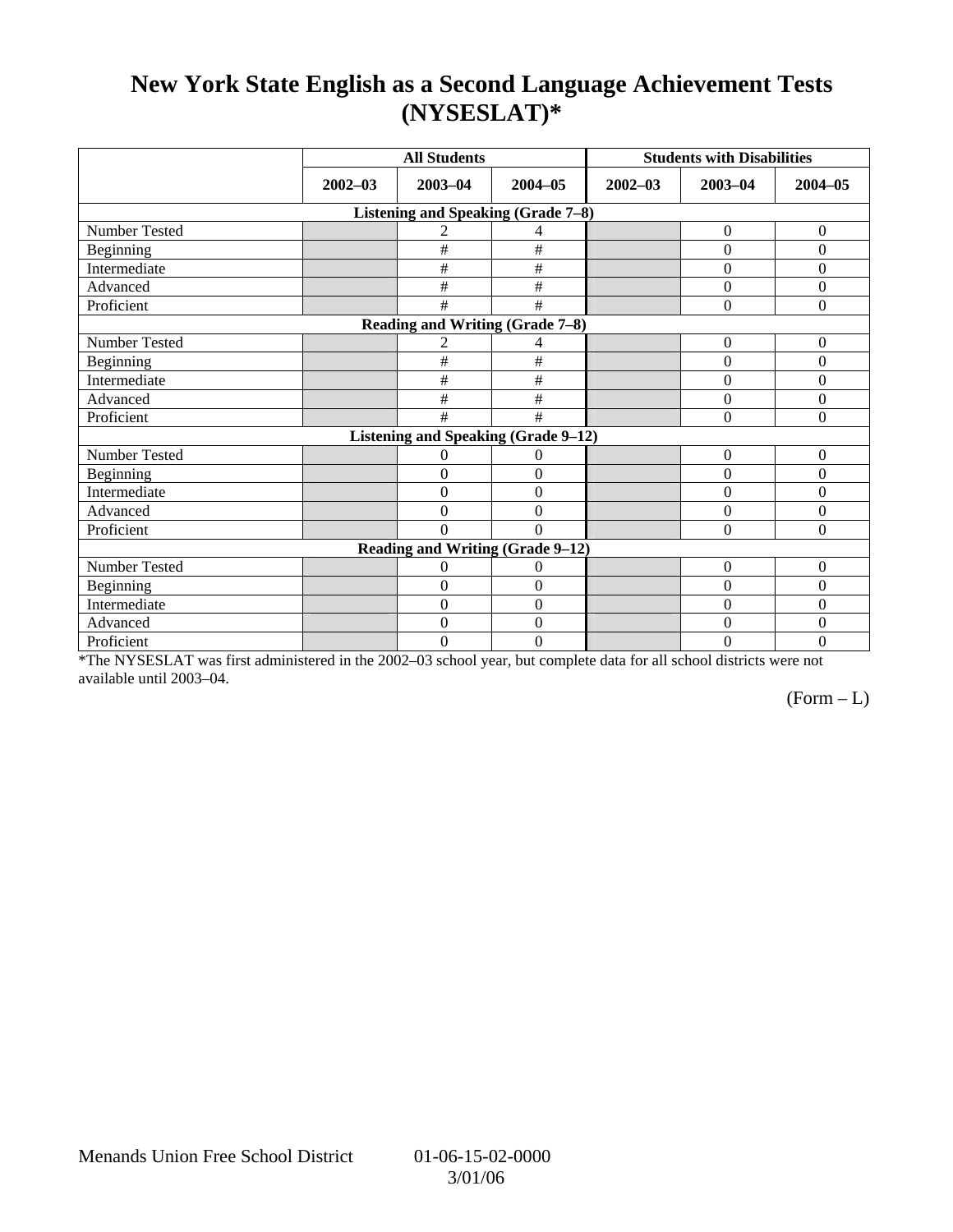# New York State English as a Second Language Achievement Tests (NYSESLAT)*

| | All Students | | | Students with Disabilities | | |
|---|---|---|---|---|---|---|
| | 2002–03 | 2003–04 | 2004–05 | 2002–03 | 2003–04 | 2004–05 |
| **Listening and Speaking (Grade 7–8)** | | | | | | |
| Number Tested | | 2 | 4 | | 0 | 0 |
| Beginning | | # | # | | 0 | 0 |
| Intermediate | | # | # | | 0 | 0 |
| Advanced | | # | # | | 0 | 0 |
| Proficient | | # | # | | 0 | 0 |
| **Reading and Writing (Grade 7–8)** | | | | | | |
| Number Tested | | 2 | 4 | | 0 | 0 |
| Beginning | | # | # | | 0 | 0 |
| Intermediate | | # | # | | 0 | 0 |
| Advanced | | # | # | | 0 | 0 |
| Proficient | | # | # | | 0 | 0 |
| **Listening and Speaking (Grade 9–12)** | | | | | | |
| Number Tested | | 0 | 0 | | 0 | 0 |
| Beginning | | 0 | 0 | | 0 | 0 |
| Intermediate | | 0 | 0 | | 0 | 0 |
| Advanced | | 0 | 0 | | 0 | 0 |
| Proficient | | 0 | 0 | | 0 | 0 |
| **Reading and Writing (Grade 9–12)** | | | | | | |
| Number Tested | | 0 | 0 | | 0 | 0 |
| Beginning | | 0 | 0 | | 0 | 0 |
| Intermediate | | 0 | 0 | | 0 | 0 |
| Advanced | | 0 | 0 | | 0 | 0 |
| Proficient | | 0 | 0 | | 0 | 0 |

*The NYSESLAT was first administered in the 2002–03 school year, but complete data for all school districts were not available until 2003–04.

(Form – L)

Menands Union Free School District 01-06-15-02-0000
3/01/06